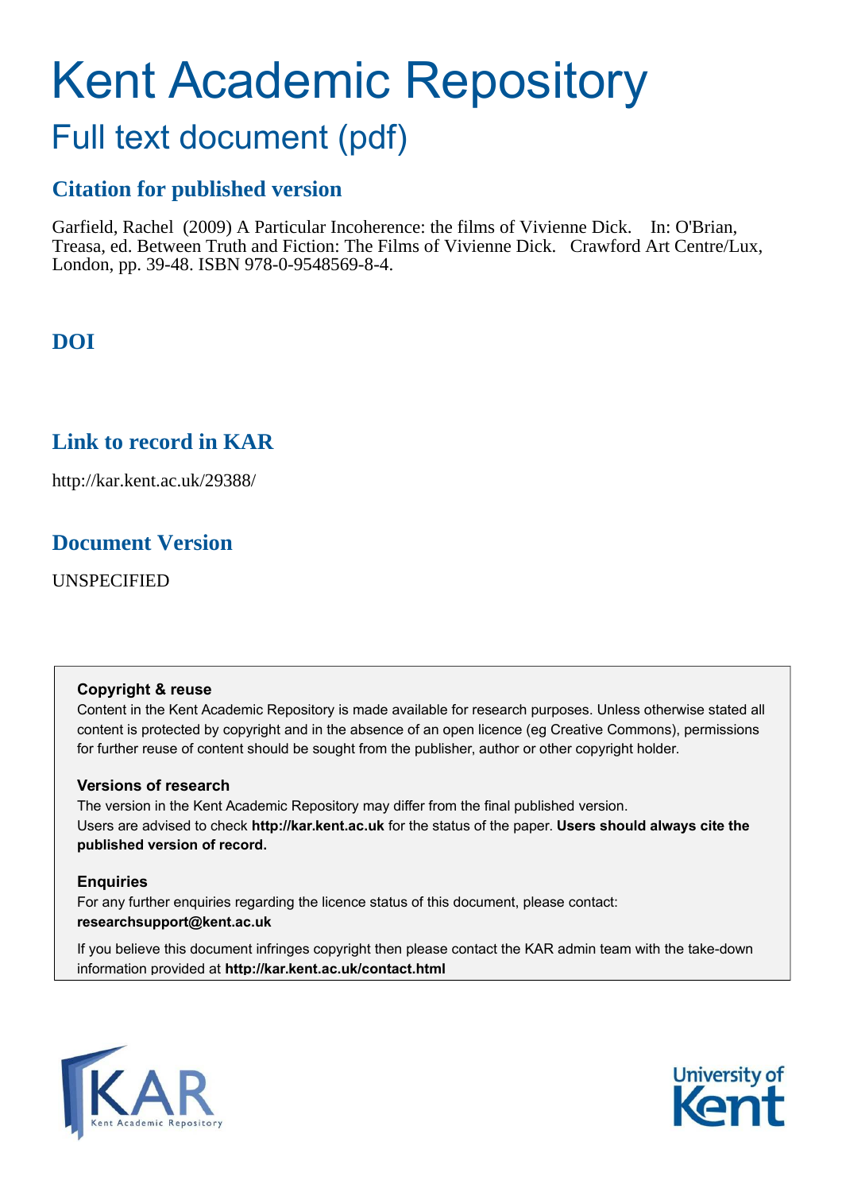# Kent Academic Repository

## Full text document (pdf)

### Citation for published version

Garfield, Rachel (2009) A Particular Incoherence: the films of Vivienne Dick. In: O'Brian, Treasa, ed. Between Truth and Fiction: The Films of Vivienne Dick. Crawford Art Centre/Lux, London, pp. 39-48. ISBN 978-0-9548569-8-4.

### DOI

### Link to record in KAR

http://kar.kent.ac.uk/29388/

### Document Version

UNSPECIFIED

**Copyright & reuse**

Content in the Kent Academic Repository is made available for research purposes. Unless otherwise stated all content is protected by copyright and in the absence of an open licence (eg Creative Commons), permissions for further reuse of content should be sought from the publisher, author or other copyright holder.

**Versions of research**

The version in the Kent Academic Repository may differ from the final published version.
Users are advised to check **http://kar.kent.ac.uk** for the status of the paper. **Users should always cite the published version of record.**

**Enquiries**

For any further enquiries regarding the licence status of this document, please contact:
**researchsupport@kent.ac.uk**

If you believe this document infringes copyright then please contact the KAR admin team with the take-down information provided at **http://kar.kent.ac.uk/contact.html**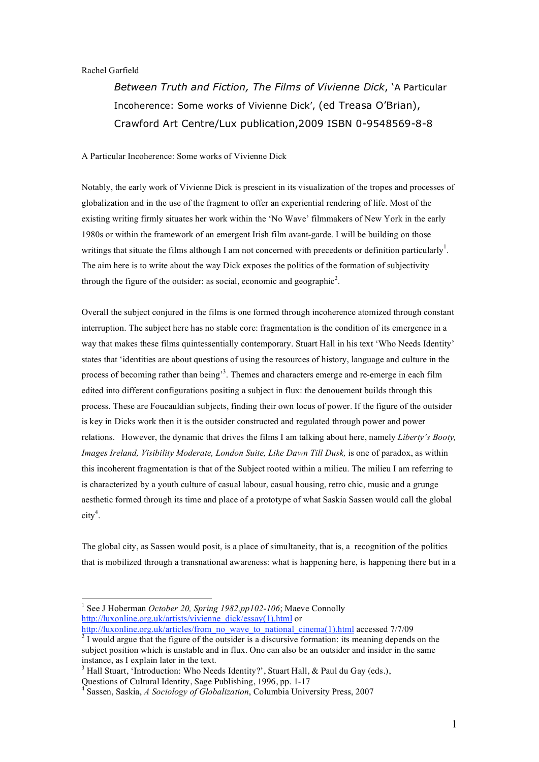Rachel Garfield

*Between Truth and Fiction, The Films of Vivienne Dick*, 'A Particular Incoherence: Some works of Vivienne Dick', (ed Treasa O'Brian), Crawford Art Centre/Lux publication,2009 ISBN 0-9548569-8-8

A Particular Incoherence: Some works of Vivienne Dick

Notably, the early work of Vivienne Dick is prescient in its visualization of the tropes and processes of globalization and in the use of the fragment to offer an experiential rendering of life. Most of the existing writing firmly situates her work within the 'No Wave' filmmakers of New York in the early 1980s or within the framework of an emergent Irish film avant-garde. I will be building on those writings that situate the films although I am not concerned with precedents or definition particularly[1]. The aim here is to write about the way Dick exposes the politics of the formation of subjectivity through the figure of the outsider: as social, economic and geographic[2].

Overall the subject conjured in the films is one formed through incoherence atomized through constant interruption. The subject here has no stable core: fragmentation is the condition of its emergence in a way that makes these films quintessentially contemporary. Stuart Hall in his text 'Who Needs Identity' states that 'identities are about questions of using the resources of history, language and culture in the process of becoming rather than being'[3]. Themes and characters emerge and re-emerge in each film edited into different configurations positing a subject in flux: the denouement builds through this process. These are Foucauldian subjects, finding their own locus of power. If the figure of the outsider is key in Dicks work then it is the outsider constructed and regulated through power and power relations. However, the dynamic that drives the films I am talking about here, namely *Liberty's Booty, Images Ireland, Visibility Moderate, London Suite, Like Dawn Till Dusk,* is one of paradox, as within this incoherent fragmentation is that of the Subject rooted within a milieu. The milieu I am referring to is characterized by a youth culture of casual labour, casual housing, retro chic, music and a grunge aesthetic formed through its time and place of a prototype of what Saskia Sassen would call the global city[4].

The global city, as Sassen would posit, is a place of simultaneity, that is, a recognition of the politics that is mobilized through a transnational awareness: what is happening here, is happening there but in a

---

[1] See J Hoberman *October 20, Spring 1982,pp102-106*; Maeve Connolly http://luxonline.org.uk/artists/vivienne_dick/essay(1).html or http://luxonline.org.uk/articles/from_no_wave_to_national_cinema(1).html accessed 7/7/09

[2] I would argue that the figure of the outsider is a discursive formation: its meaning depends on the subject position which is unstable and in flux. One can also be an outsider and insider in the same instance, as I explain later in the text.

[3] Hall Stuart, 'Introduction: Who Needs Identity?', Stuart Hall, & Paul du Gay (eds.), Questions of Cultural Identity, Sage Publishing, 1996, pp. 1-17

[4] Sassen, Saskia, *A Sociology of Globalization*, Columbia University Press, 2007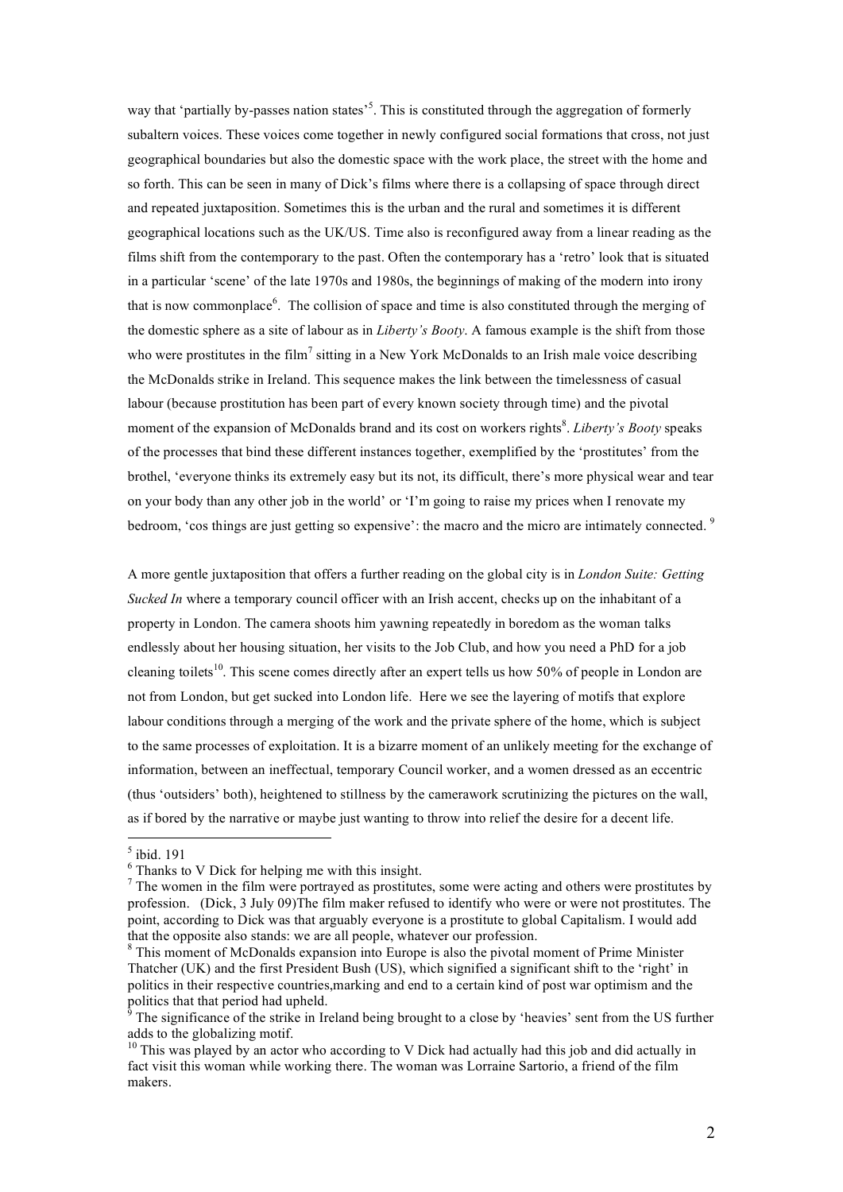way that 'partially by-passes nation states'[5]. This is constituted through the aggregation of formerly subaltern voices. These voices come together in newly configured social formations that cross, not just geographical boundaries but also the domestic space with the work place, the street with the home and so forth. This can be seen in many of Dick's films where there is a collapsing of space through direct and repeated juxtaposition. Sometimes this is the urban and the rural and sometimes it is different geographical locations such as the UK/US. Time also is reconfigured away from a linear reading as the films shift from the contemporary to the past. Often the contemporary has a 'retro' look that is situated in a particular 'scene' of the late 1970s and 1980s, the beginnings of making of the modern into irony that is now commonplace[6]. The collision of space and time is also constituted through the merging of the domestic sphere as a site of labour as in *Liberty's Booty*. A famous example is the shift from those who were prostitutes in the film[7] sitting in a New York McDonalds to an Irish male voice describing the McDonalds strike in Ireland. This sequence makes the link between the timelessness of casual labour (because prostitution has been part of every known society through time) and the pivotal moment of the expansion of McDonalds brand and its cost on workers rights[8]. *Liberty's Booty* speaks of the processes that bind these different instances together, exemplified by the 'prostitutes' from the brothel, 'everyone thinks its extremely easy but its not, its difficult, there's more physical wear and tear on your body than any other job in the world' or 'I'm going to raise my prices when I renovate my bedroom, 'cos things are just getting so expensive': the macro and the micro are intimately connected. [9]

A more gentle juxtaposition that offers a further reading on the global city is in *London Suite: Getting Sucked In* where a temporary council officer with an Irish accent, checks up on the inhabitant of a property in London. The camera shoots him yawning repeatedly in boredom as the woman talks endlessly about her housing situation, her visits to the Job Club, and how you need a PhD for a job cleaning toilets[10]. This scene comes directly after an expert tells us how 50% of people in London are not from London, but get sucked into London life. Here we see the layering of motifs that explore labour conditions through a merging of the work and the private sphere of the home, which is subject to the same processes of exploitation. It is a bizarre moment of an unlikely meeting for the exchange of information, between an ineffectual, temporary Council worker, and a women dressed as an eccentric (thus 'outsiders' both), heightened to stillness by the camerawork scrutinizing the pictures on the wall, as if bored by the narrative or maybe just wanting to throw into relief the desire for a decent life.

---

[5] ibid. 191

[6] Thanks to V Dick for helping me with this insight.

[7] The women in the film were portrayed as prostitutes, some were acting and others were prostitutes by profession. (Dick, 3 July 09)The film maker refused to identify who were or were not prostitutes. The point, according to Dick was that arguably everyone is a prostitute to global Capitalism. I would add that the opposite also stands: we are all people, whatever our profession.

[8] This moment of McDonalds expansion into Europe is also the pivotal moment of Prime Minister Thatcher (UK) and the first President Bush (US), which signified a significant shift to the 'right' in politics in their respective countries,marking and end to a certain kind of post war optimism and the politics that that period had upheld.

[9] The significance of the strike in Ireland being brought to a close by 'heavies' sent from the US further adds to the globalizing motif.

[10] This was played by an actor who according to V Dick had actually had this job and did actually in fact visit this woman while working there. The woman was Lorraine Sartorio, a friend of the film makers.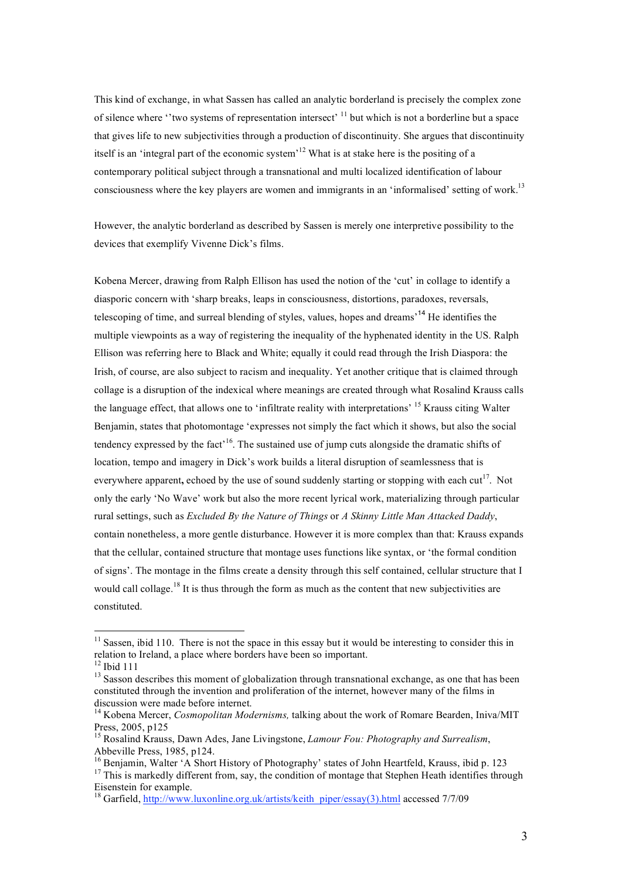This kind of exchange, in what Sassen has called an analytic borderland is precisely the complex zone of silence where ''two systems of representation intersect' [11] but which is not a borderline but a space that gives life to new subjectivities through a production of discontinuity. She argues that discontinuity itself is an 'integral part of the economic system'[12] What is at stake here is the positing of a contemporary political subject through a transnational and multi localized identification of labour consciousness where the key players are women and immigrants in an 'informalised' setting of work.[13]

However, the analytic borderland as described by Sassen is merely one interpretive possibility to the devices that exemplify Vivenne Dick's films.

Kobena Mercer, drawing from Ralph Ellison has used the notion of the 'cut' in collage to identify a diasporic concern with 'sharp breaks, leaps in consciousness, distortions, paradoxes, reversals, telescoping of time, and surreal blending of styles, values, hopes and dreams'[14] He identifies the multiple viewpoints as a way of registering the inequality of the hyphenated identity in the US. Ralph Ellison was referring here to Black and White; equally it could read through the Irish Diaspora: the Irish, of course, are also subject to racism and inequality. Yet another critique that is claimed through collage is a disruption of the indexical where meanings are created through what Rosalind Krauss calls the language effect, that allows one to 'infiltrate reality with interpretations' [15] Krauss citing Walter Benjamin, states that photomontage 'expresses not simply the fact which it shows, but also the social tendency expressed by the fact'[16]. The sustained use of jump cuts alongside the dramatic shifts of location, tempo and imagery in Dick's work builds a literal disruption of seamlessness that is everywhere apparent**,** echoed by the use of sound suddenly starting or stopping with each cut[17]. Not only the early 'No Wave' work but also the more recent lyrical work, materializing through particular rural settings, such as *Excluded By the Nature of Things* or *A Skinny Little Man Attacked Daddy*, contain nonetheless, a more gentle disturbance. However it is more complex than that: Krauss expands that the cellular, contained structure that montage uses functions like syntax, or 'the formal condition of signs'. The montage in the films create a density through this self contained, cellular structure that I would call collage.[18] It is thus through the form as much as the content that new subjectivities are constituted.

---

[11] Sassen, ibid 110. There is not the space in this essay but it would be interesting to consider this in relation to Ireland, a place where borders have been so important.

[12] Ibid 111

[13] Sasson describes this moment of globalization through transnational exchange, as one that has been constituted through the invention and proliferation of the internet, however many of the films in discussion were made before internet.

[14] Kobena Mercer, *Cosmopolitan Modernisms,* talking about the work of Romare Bearden, Iniva/MIT Press, 2005, p125

[15] Rosalind Krauss, Dawn Ades, Jane Livingstone, *Lamour Fou: Photography and Surrealism*, Abbeville Press, 1985, p124.

[16] Benjamin, Walter 'A Short History of Photography' states of John Heartfeld, Krauss, ibid p. 123

[17] This is markedly different from, say, the condition of montage that Stephen Heath identifies through Eisenstein for example.

[18] Garfield, http://www.luxonline.org.uk/artists/keith_piper/essay(3).html accessed 7/7/09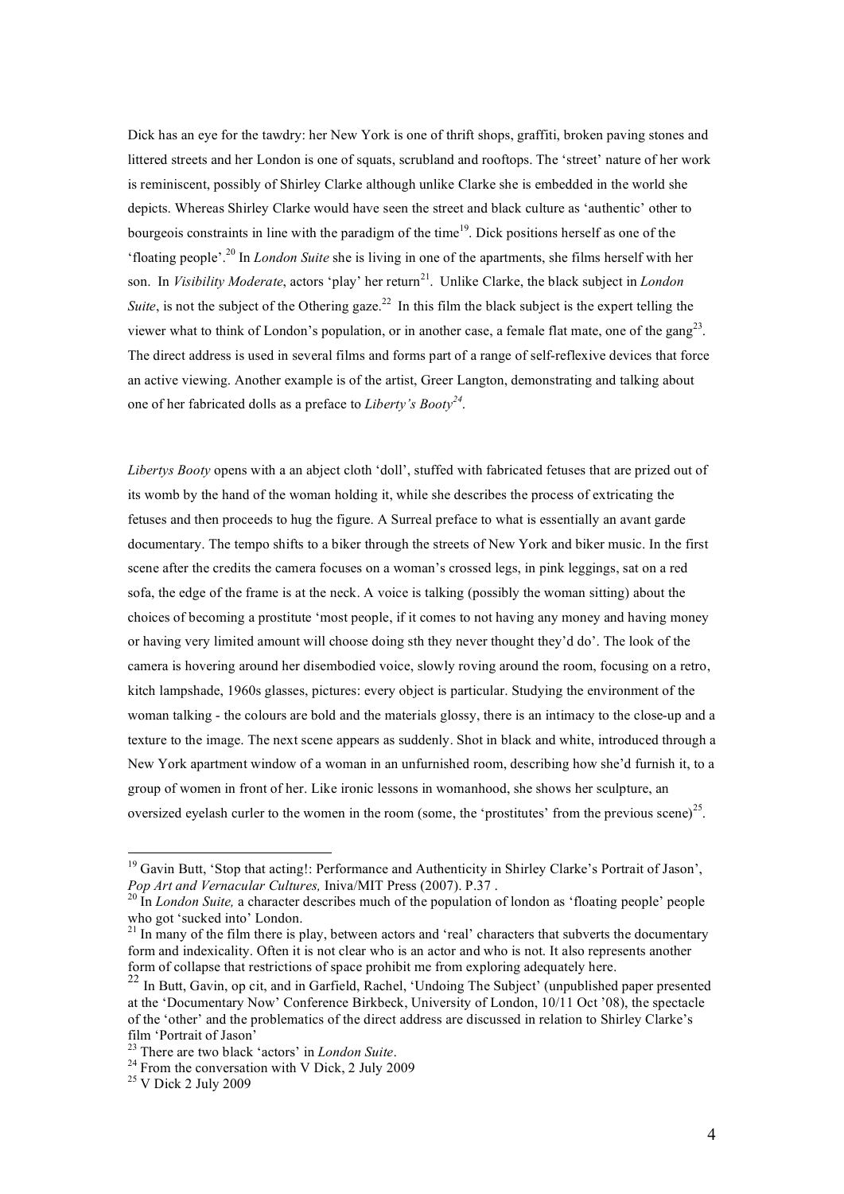Dick has an eye for the tawdry: her New York is one of thrift shops, graffiti, broken paving stones and littered streets and her London is one of squats, scrubland and rooftops. The 'street' nature of her work is reminiscent, possibly of Shirley Clarke although unlike Clarke she is embedded in the world she depicts. Whereas Shirley Clarke would have seen the street and black culture as 'authentic' other to bourgeois constraints in line with the paradigm of the time[19]. Dick positions herself as one of the 'floating people'.[20] In *London Suite* she is living in one of the apartments, she films herself with her son. In *Visibility Moderate*, actors 'play' her return[21]. Unlike Clarke, the black subject in *London Suite*, is not the subject of the Othering gaze.[22] In this film the black subject is the expert telling the viewer what to think of London's population, or in another case, a female flat mate, one of the gang[23]. The direct address is used in several films and forms part of a range of self-reflexive devices that force an active viewing. Another example is of the artist, Greer Langton, demonstrating and talking about one of her fabricated dolls as a preface to *Liberty's Booty*[24].

*Libertys Booty* opens with a an abject cloth 'doll', stuffed with fabricated fetuses that are prized out of its womb by the hand of the woman holding it, while she describes the process of extricating the fetuses and then proceeds to hug the figure. A Surreal preface to what is essentially an avant garde documentary. The tempo shifts to a biker through the streets of New York and biker music. In the first scene after the credits the camera focuses on a woman's crossed legs, in pink leggings, sat on a red sofa, the edge of the frame is at the neck. A voice is talking (possibly the woman sitting) about the choices of becoming a prostitute 'most people, if it comes to not having any money and having money or having very limited amount will choose doing sth they never thought they'd do'. The look of the camera is hovering around her disembodied voice, slowly roving around the room, focusing on a retro, kitch lampshade, 1960s glasses, pictures: every object is particular. Studying the environment of the woman talking - the colours are bold and the materials glossy, there is an intimacy to the close-up and a texture to the image. The next scene appears as suddenly. Shot in black and white, introduced through a New York apartment window of a woman in an unfurnished room, describing how she'd furnish it, to a group of women in front of her. Like ironic lessons in womanhood, she shows her sculpture, an oversized eyelash curler to the women in the room (some, the 'prostitutes' from the previous scene)[25].

---

[19] Gavin Butt, 'Stop that acting!: Performance and Authenticity in Shirley Clarke's Portrait of Jason', *Pop Art and Vernacular Cultures,* Iniva/MIT Press (2007). P.37 .

[20] In *London Suite,* a character describes much of the population of london as 'floating people' people who got 'sucked into' London.

[21] In many of the film there is play, between actors and 'real' characters that subverts the documentary form and indexicality. Often it is not clear who is an actor and who is not. It also represents another form of collapse that restrictions of space prohibit me from exploring adequately here.

[22] In Butt, Gavin, op cit, and in Garfield, Rachel, 'Undoing The Subject' (unpublished paper presented at the 'Documentary Now' Conference Birkbeck, University of London, 10/11 Oct '08), the spectacle of the 'other' and the problematics of the direct address are discussed in relation to Shirley Clarke's film 'Portrait of Jason'

[23] There are two black 'actors' in *London Suite*.

[24] From the conversation with V Dick, 2 July 2009

[25] V Dick 2 July 2009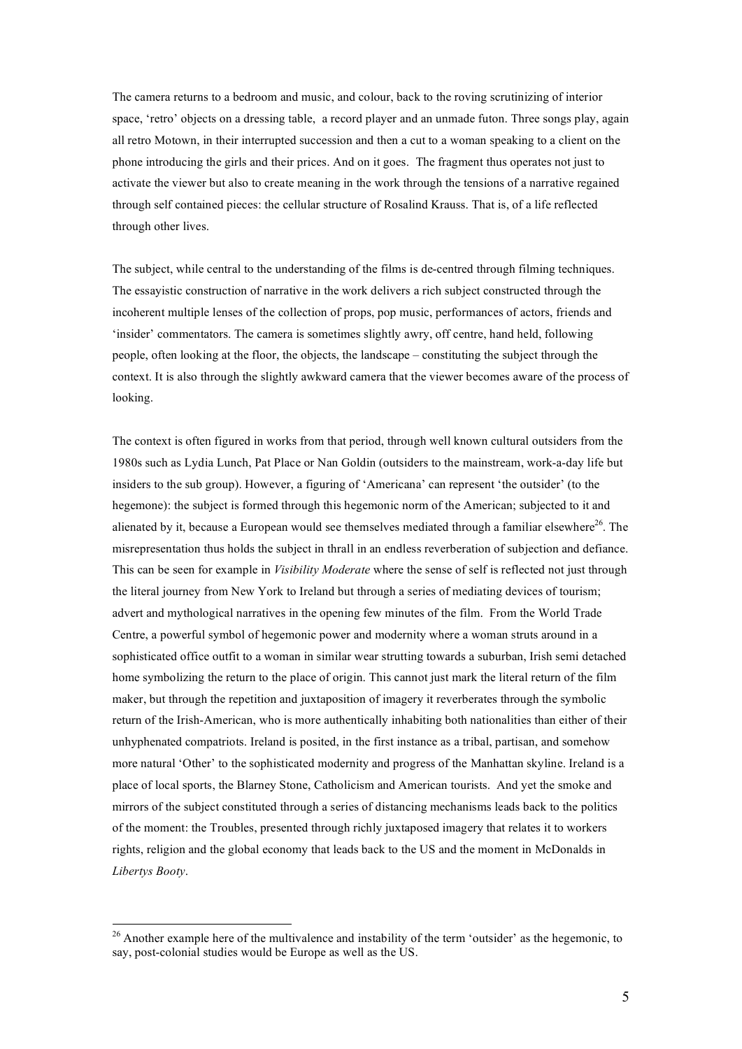The camera returns to a bedroom and music, and colour, back to the roving scrutinizing of interior space, 'retro' objects on a dressing table, a record player and an unmade futon. Three songs play, again all retro Motown, in their interrupted succession and then a cut to a woman speaking to a client on the phone introducing the girls and their prices. And on it goes. The fragment thus operates not just to activate the viewer but also to create meaning in the work through the tensions of a narrative regained through self contained pieces: the cellular structure of Rosalind Krauss. That is, of a life reflected through other lives.

The subject, while central to the understanding of the films is de-centred through filming techniques. The essayistic construction of narrative in the work delivers a rich subject constructed through the incoherent multiple lenses of the collection of props, pop music, performances of actors, friends and 'insider' commentators. The camera is sometimes slightly awry, off centre, hand held, following people, often looking at the floor, the objects, the landscape – constituting the subject through the context. It is also through the slightly awkward camera that the viewer becomes aware of the process of looking.

The context is often figured in works from that period, through well known cultural outsiders from the 1980s such as Lydia Lunch, Pat Place or Nan Goldin (outsiders to the mainstream, work-a-day life but insiders to the sub group). However, a figuring of 'Americana' can represent 'the outsider' (to the hegemone): the subject is formed through this hegemonic norm of the American; subjected to it and alienated by it, because a European would see themselves mediated through a familiar elsewhere[26]. The misrepresentation thus holds the subject in thrall in an endless reverberation of subjection and defiance. This can be seen for example in *Visibility Moderate* where the sense of self is reflected not just through the literal journey from New York to Ireland but through a series of mediating devices of tourism; advert and mythological narratives in the opening few minutes of the film. From the World Trade Centre, a powerful symbol of hegemonic power and modernity where a woman struts around in a sophisticated office outfit to a woman in similar wear strutting towards a suburban, Irish semi detached home symbolizing the return to the place of origin. This cannot just mark the literal return of the film maker, but through the repetition and juxtaposition of imagery it reverberates through the symbolic return of the Irish-American, who is more authentically inhabiting both nationalities than either of their unhyphenated compatriots. Ireland is posited, in the first instance as a tribal, partisan, and somehow more natural 'Other' to the sophisticated modernity and progress of the Manhattan skyline. Ireland is a place of local sports, the Blarney Stone, Catholicism and American tourists. And yet the smoke and mirrors of the subject constituted through a series of distancing mechanisms leads back to the politics of the moment: the Troubles, presented through richly juxtaposed imagery that relates it to workers rights, religion and the global economy that leads back to the US and the moment in McDonalds in *Libertys Booty*.

[26] Another example here of the multivalence and instability of the term 'outsider' as the hegemonic, to say, post-colonial studies would be Europe as well as the US.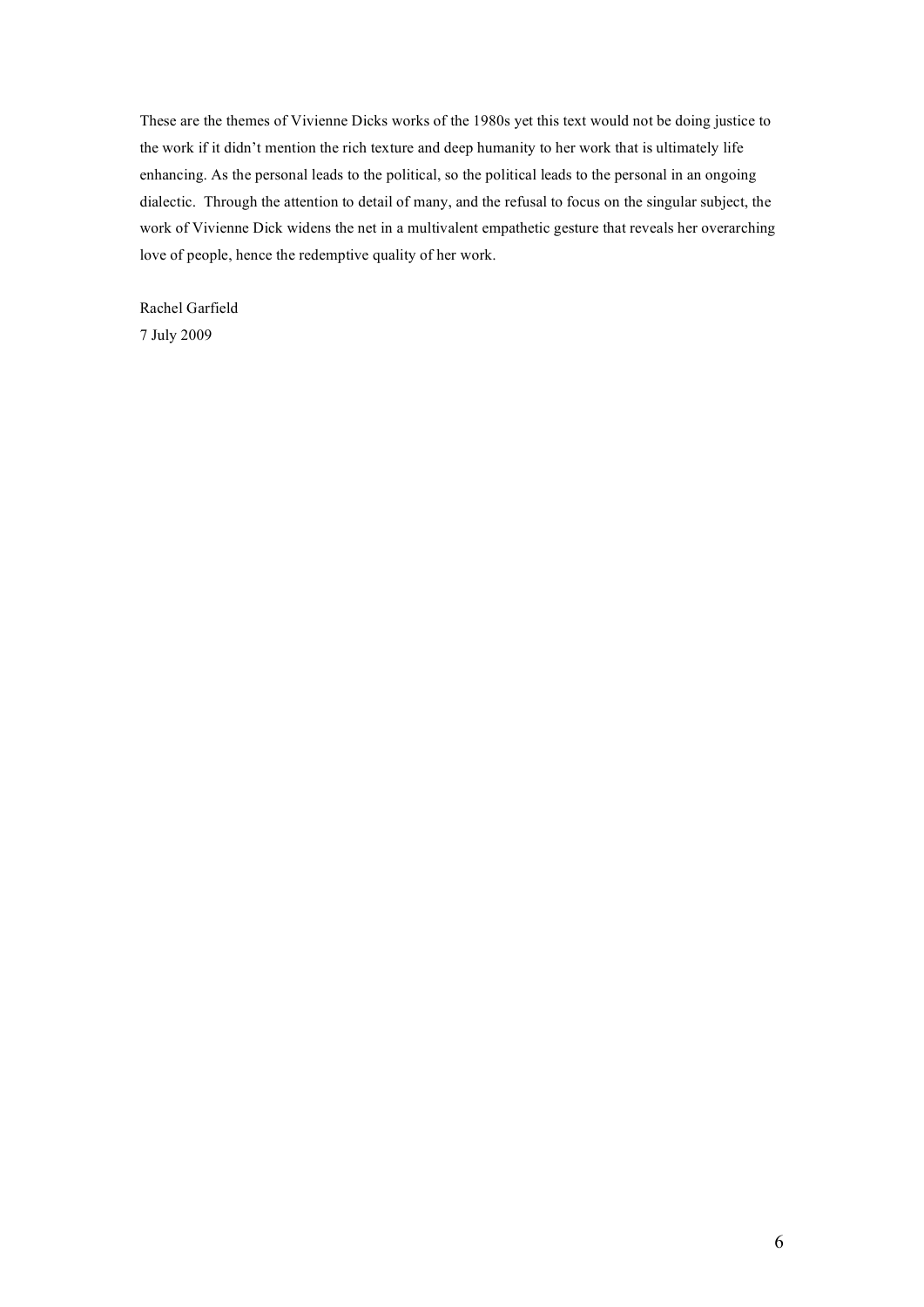These are the themes of Vivienne Dicks works of the 1980s yet this text would not be doing justice to the work if it didn't mention the rich texture and deep humanity to her work that is ultimately life enhancing. As the personal leads to the political, so the political leads to the personal in an ongoing dialectic. Through the attention to detail of many, and the refusal to focus on the singular subject, the work of Vivienne Dick widens the net in a multivalent empathetic gesture that reveals her overarching love of people, hence the redemptive quality of her work.

Rachel Garfield
7 July 2009